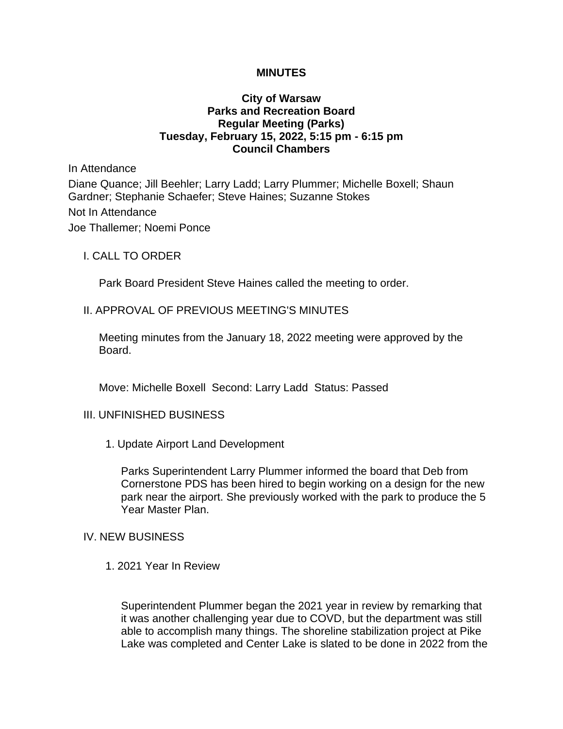**MINUTES**

**City of Warsaw**
**Parks and Recreation Board**
**Regular Meeting (Parks)**
**Tuesday, February 15, 2022, 5:15 pm - 6:15 pm**
**Council Chambers**

In Attendance

Diane Quance; Jill Beehler; Larry Ladd; Larry Plummer; Michelle Boxell; Shaun Gardner; Stephanie Schaefer; Steve Haines; Suzanne Stokes

Not In Attendance

Joe Thallemer; Noemi Ponce

I. CALL TO ORDER

Park Board President Steve Haines called the meeting to order.

II. APPROVAL OF PREVIOUS MEETING'S MINUTES

Meeting minutes from the January 18, 2022 meeting were approved by the Board.

Move: Michelle Boxell Second: Larry Ladd Status: Passed

III. UNFINISHED BUSINESS

1. Update Airport Land Development

Parks Superintendent Larry Plummer informed the board that Deb from Cornerstone PDS has been hired to begin working on a design for the new park near the airport. She previously worked with the park to produce the 5 Year Master Plan.

IV. NEW BUSINESS

1. 2021 Year In Review

Superintendent Plummer began the 2021 year in review by remarking that it was another challenging year due to COVD, but the department was still able to accomplish many things. The shoreline stabilization project at Pike Lake was completed and Center Lake is slated to be done in 2022 from the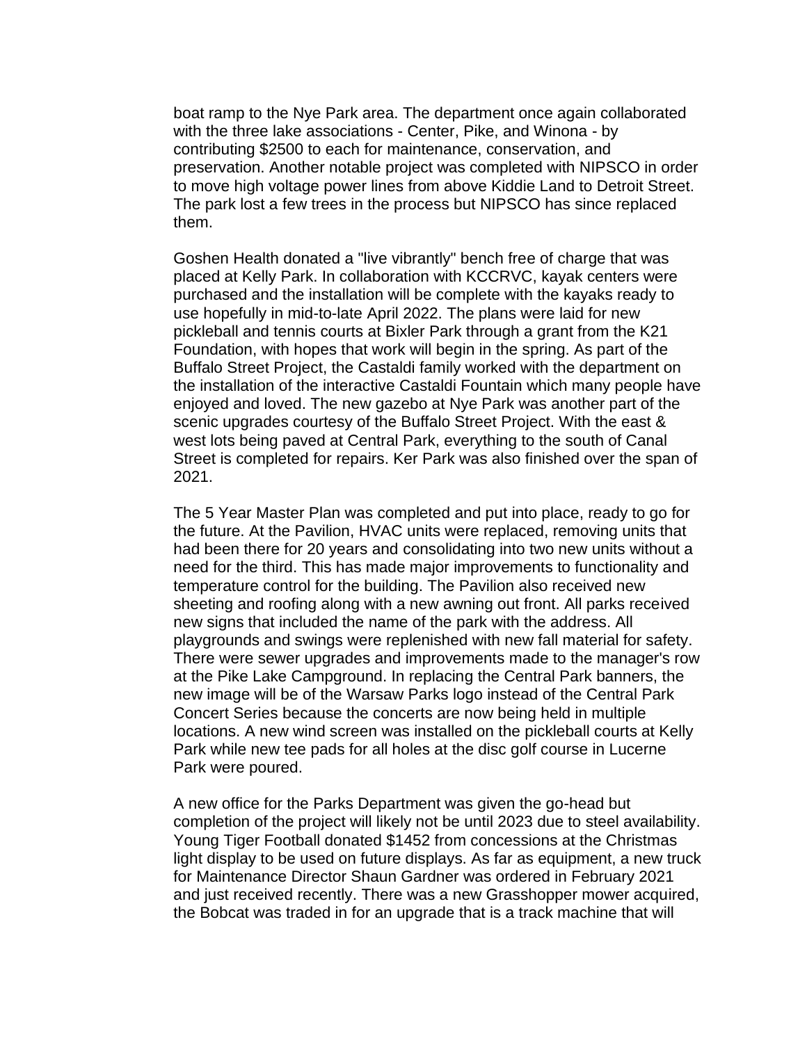boat ramp to the Nye Park area. The department once again collaborated with the three lake associations - Center, Pike, and Winona - by contributing $2500 to each for maintenance, conservation, and preservation. Another notable project was completed with NIPSCO in order to move high voltage power lines from above Kiddie Land to Detroit Street. The park lost a few trees in the process but NIPSCO has since replaced them.

Goshen Health donated a "live vibrantly" bench free of charge that was placed at Kelly Park. In collaboration with KCCRVC, kayak centers were purchased and the installation will be complete with the kayaks ready to use hopefully in mid-to-late April 2022. The plans were laid for new pickleball and tennis courts at Bixler Park through a grant from the K21 Foundation, with hopes that work will begin in the spring. As part of the Buffalo Street Project, the Castaldi family worked with the department on the installation of the interactive Castaldi Fountain which many people have enjoyed and loved. The new gazebo at Nye Park was another part of the scenic upgrades courtesy of the Buffalo Street Project. With the east & west lots being paved at Central Park, everything to the south of Canal Street is completed for repairs. Ker Park was also finished over the span of 2021.

The 5 Year Master Plan was completed and put into place, ready to go for the future. At the Pavilion, HVAC units were replaced, removing units that had been there for 20 years and consolidating into two new units without a need for the third. This has made major improvements to functionality and temperature control for the building. The Pavilion also received new sheeting and roofing along with a new awning out front. All parks received new signs that included the name of the park with the address. All playgrounds and swings were replenished with new fall material for safety. There were sewer upgrades and improvements made to the manager's row at the Pike Lake Campground. In replacing the Central Park banners, the new image will be of the Warsaw Parks logo instead of the Central Park Concert Series because the concerts are now being held in multiple locations. A new wind screen was installed on the pickleball courts at Kelly Park while new tee pads for all holes at the disc golf course in Lucerne Park were poured.

A new office for the Parks Department was given the go-head but completion of the project will likely not be until 2023 due to steel availability. Young Tiger Football donated $1452 from concessions at the Christmas light display to be used on future displays. As far as equipment, a new truck for Maintenance Director Shaun Gardner was ordered in February 2021 and just received recently. There was a new Grasshopper mower acquired, the Bobcat was traded in for an upgrade that is a track machine that will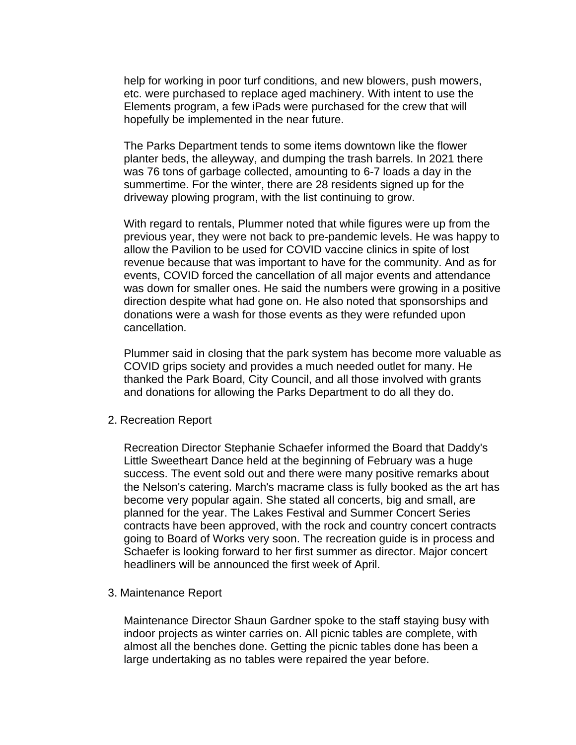help for working in poor turf conditions, and new blowers, push mowers, etc. were purchased to replace aged machinery. With intent to use the Elements program, a few iPads were purchased for the crew that will hopefully be implemented in the near future.

The Parks Department tends to some items downtown like the flower planter beds, the alleyway, and dumping the trash barrels. In 2021 there was 76 tons of garbage collected, amounting to 6-7 loads a day in the summertime. For the winter, there are 28 residents signed up for the driveway plowing program, with the list continuing to grow.

With regard to rentals, Plummer noted that while figures were up from the previous year, they were not back to pre-pandemic levels. He was happy to allow the Pavilion to be used for COVID vaccine clinics in spite of lost revenue because that was important to have for the community. And as for events, COVID forced the cancellation of all major events and attendance was down for smaller ones. He said the numbers were growing in a positive direction despite what had gone on. He also noted that sponsorships and donations were a wash for those events as they were refunded upon cancellation.

Plummer said in closing that the park system has become more valuable as COVID grips society and provides a much needed outlet for many. He thanked the Park Board, City Council, and all those involved with grants and donations for allowing the Parks Department to do all they do.

2. Recreation Report

Recreation Director Stephanie Schaefer informed the Board that Daddy's Little Sweetheart Dance held at the beginning of February was a huge success. The event sold out and there were many positive remarks about the Nelson's catering. March's macrame class is fully booked as the art has become very popular again. She stated all concerts, big and small, are planned for the year. The Lakes Festival and Summer Concert Series contracts have been approved, with the rock and country concert contracts going to Board of Works very soon. The recreation guide is in process and Schaefer is looking forward to her first summer as director. Major concert headliners will be announced the first week of April.

3. Maintenance Report

Maintenance Director Shaun Gardner spoke to the staff staying busy with indoor projects as winter carries on. All picnic tables are complete, with almost all the benches done. Getting the picnic tables done has been a large undertaking as no tables were repaired the year before.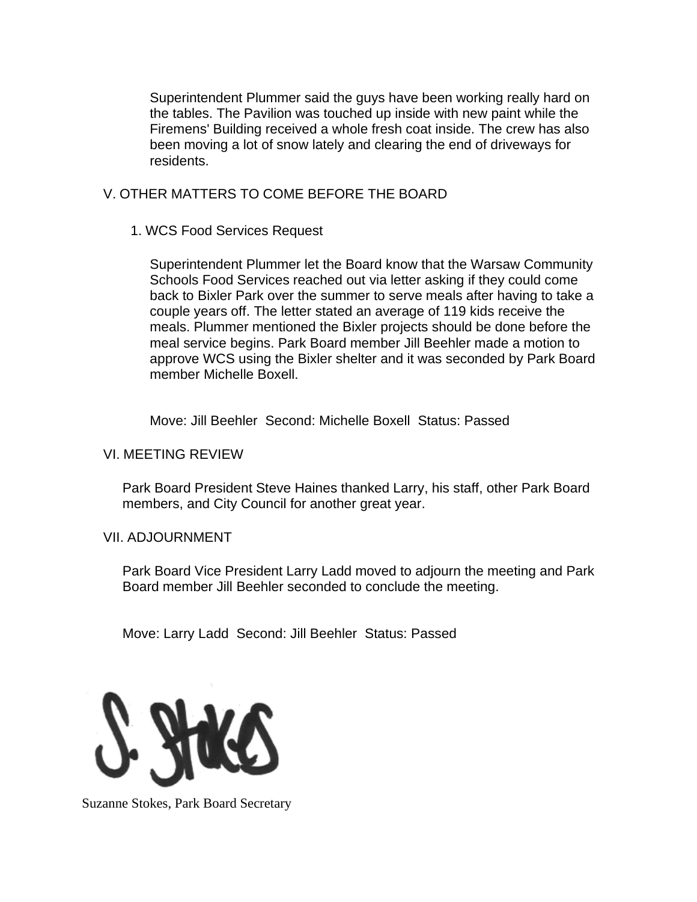Superintendent Plummer said the guys have been working really hard on the tables. The Pavilion was touched up inside with new paint while the Firemens' Building received a whole fresh coat inside. The crew has also been moving a lot of snow lately and clearing the end of driveways for residents.

## V. OTHER MATTERS TO COME BEFORE THE BOARD

### 1. WCS Food Services Request

Superintendent Plummer let the Board know that the Warsaw Community Schools Food Services reached out via letter asking if they could come back to Bixler Park over the summer to serve meals after having to take a couple years off. The letter stated an average of 119 kids receive the meals. Plummer mentioned the Bixler projects should be done before the meal service begins. Park Board member Jill Beehler made a motion to approve WCS using the Bixler shelter and it was seconded by Park Board member Michelle Boxell.

Move: Jill Beehler Second: Michelle Boxell Status: Passed

## VI. MEETING REVIEW

Park Board President Steve Haines thanked Larry, his staff, other Park Board members, and City Council for another great year.

## VII. ADJOURNMENT

Park Board Vice President Larry Ladd moved to adjourn the meeting and Park Board member Jill Beehler seconded to conclude the meeting.

Move: Larry Ladd Second: Jill Beehler Status: Passed

S. Stokes

Suzanne Stokes, Park Board Secretary